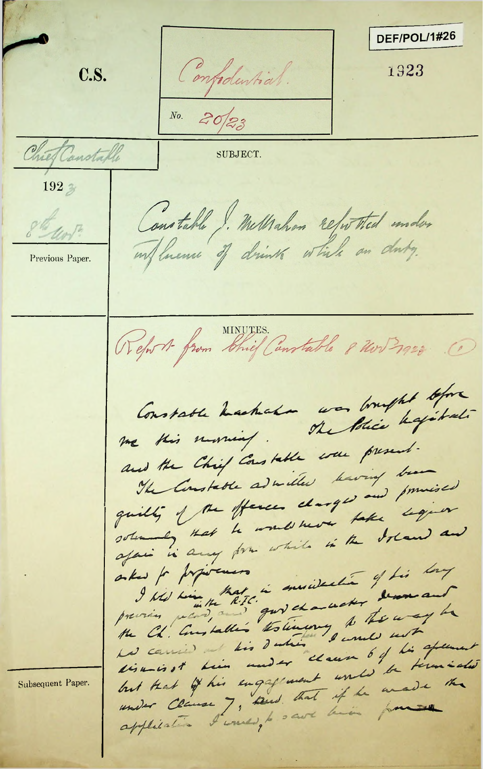DEF/POL/1#26

C.S.

Confidential.

No. 20/23

1923

Chief Constable

192 3

8th Nov.

Previous Paper.

SUBJECT.

Constable J. McMahon reported under influence of drink while on duty.

MINUTES.

Report from Chief Constable 8 Nov. 1923 (1)

Constable MacMahon was brought before me this morning. The Police Magistrate and the Chief Constable were present.

The Constable admitted having been guilty of the offences charged and promised solemnly that he would never take liquor again in any form while in the Island and asked for forgiveness.

I told him that, in consideration of his long previous record in the R.I.C. and good character and the Ch. Constable's testimony to the way he had carried out his duties here I would not dismiss him under clause 6 of his agreement but that his engagement would be terminated under Clause 7; and that if he made the application I would, to save him

Subsequent Paper.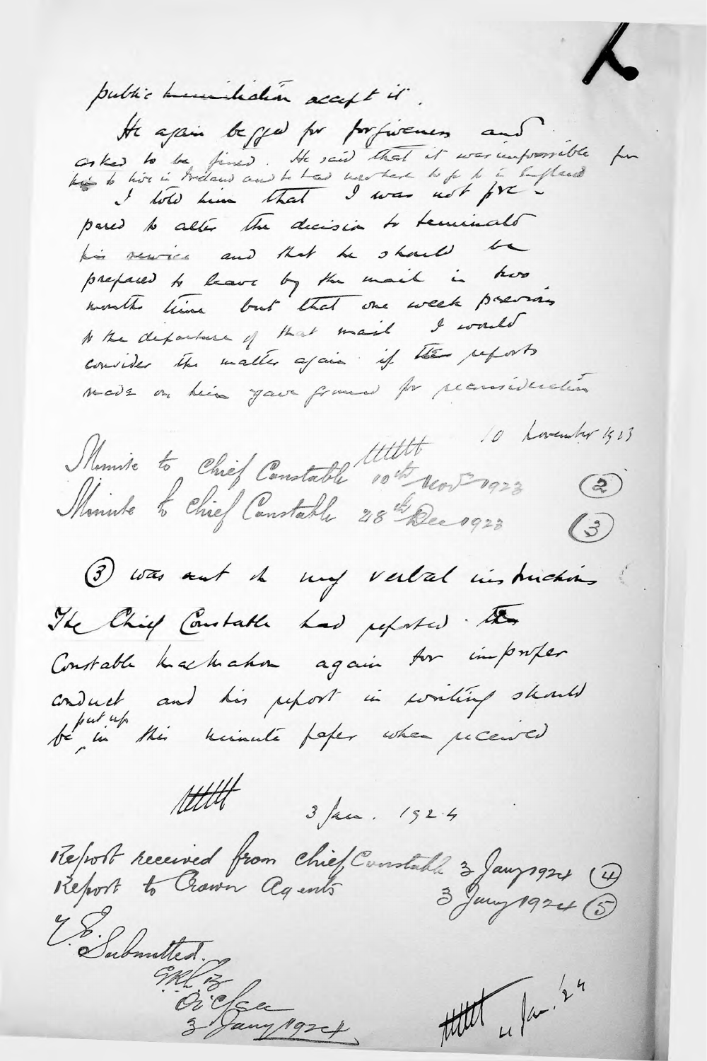public ~~humiliation~~ accept it.

He again begged for forgiveness and asked to be fined. He said that it was impossible for him to live in Ireland and he had nowhere to go to in England. I told him that I was not prepared to alter the decision to terminate his service and that he should be prepared to leave by the mail in two months time but that one week previous to the departure of that mail I would consider the matter again if ~~the~~ reports made on him gave grounds for reconsideration.

10 November 1923

Minute to Chief Constable 10th Nov 1923 (2)
Minute to Chief Constable 28th Dec 1923 (3)

(3) was sent on my verbal instructions. The Chief Constable had reported ~~the~~ Constable MacMahon again for improper conduct and his report in writing should be put up in this minute paper when received

3 Jan. 1924

Report received from Chief Constable 3 Jany 1924 (4)
Report to Crown Agents 3 Jany 1924 (5)

Submitted.

O'Clee
3 Jany 1924

4 Jan. '24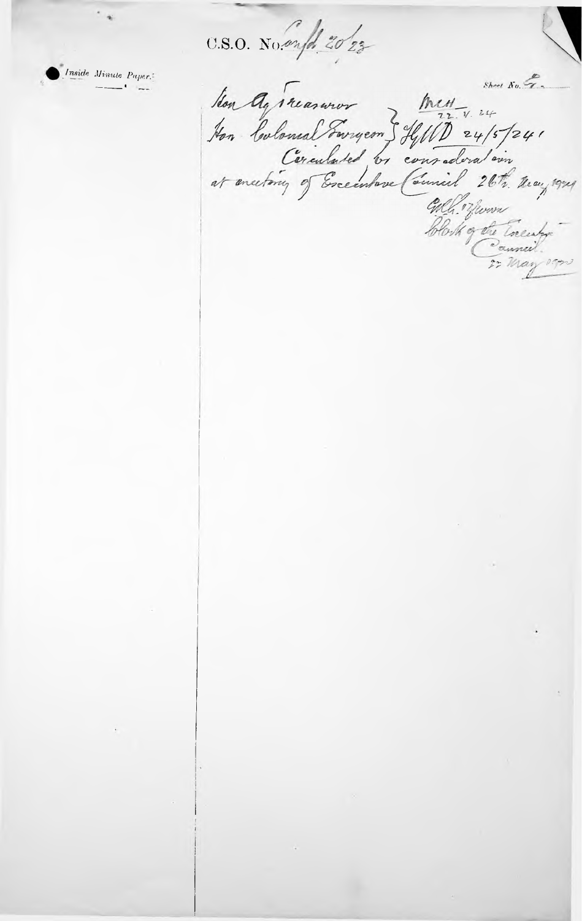C.S.O. No. Confd. 20/23

*Inside Minute Paper.*

Sheet No. 2

Hon Ag Treasurer } MCH 22. V. 24

Hon Colonial Surgeon } HyWD 24/5/24

Circulated for consideration at meeting of Executive Council 26th May 1924

G.W. Brown
Clerk of the Executive Council.
22 May 1924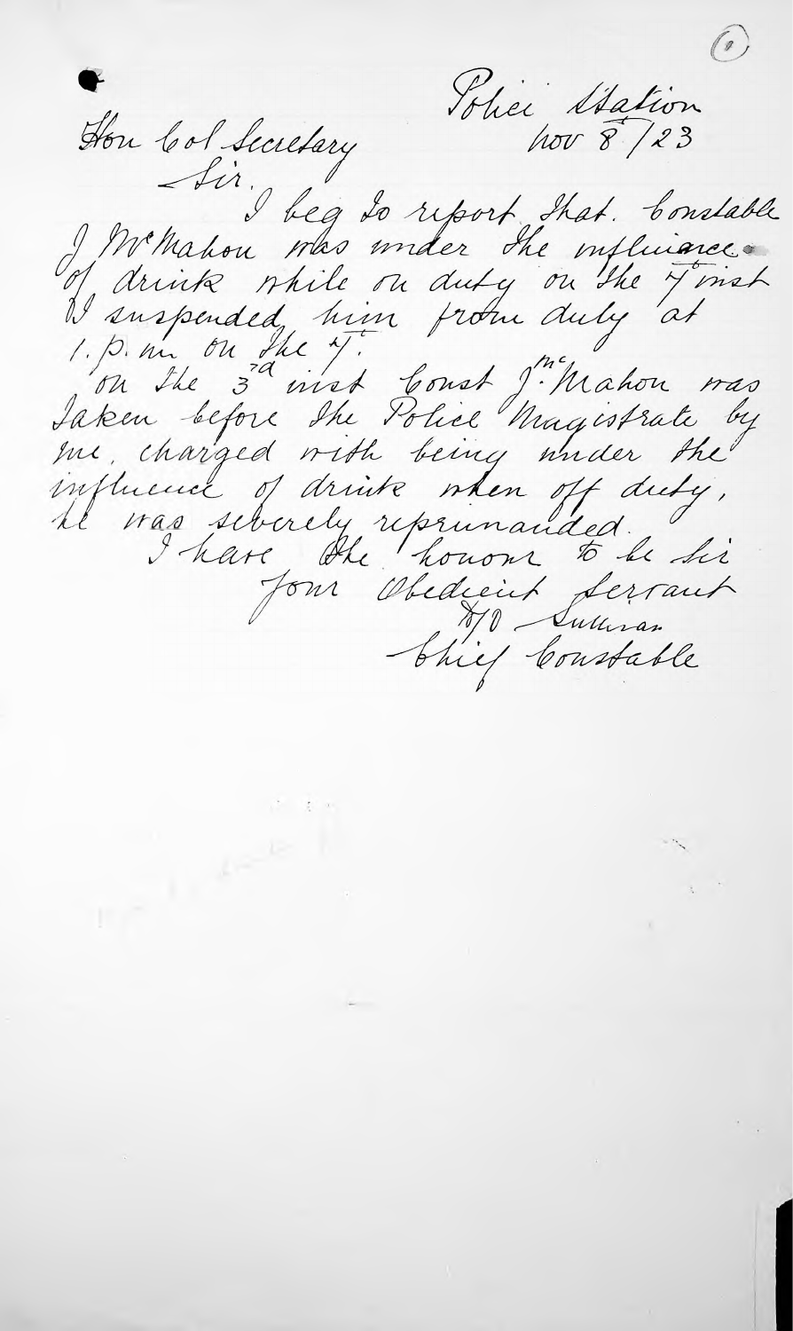Police Station
Nov 8/23

Hon Col Secretary

Sir,

I beg to report that Constable J McMahon was under the influence of drink while on duty on the 7 inst. I suspended him from duty at 1. p. m on the 7.

On the 3rd inst Const J. McMahon was taken before the Police Magistrate by me, charged with being under the influence of drink when off duty, he was severely reprimanded.

I have the honour to be Sir
Your Obedient Servant
D/O Sullivan
Chief Constable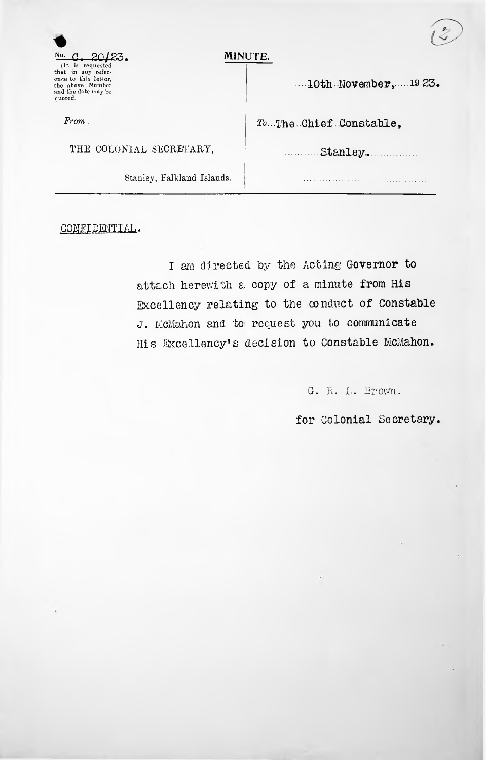No. C. 20/23.

(It is requested that, in any reference to this letter, the above Number and the date may be quoted.)

**MINUTE.**

10th November, 1923.

*From.*

THE COLONIAL SECRETARY,

Stanley, Falkland Islands.

*To* The Chief Constable,

Stanley.

CONFIDENTIAL.

I am directed by the Acting Governor to attach herewith a copy of a minute from His Excellency relating to the conduct of Constable J. McMahon and to request you to communicate His Excellency's decision to Constable McMahon.

G. R. L. Brown.

for Colonial Secretary.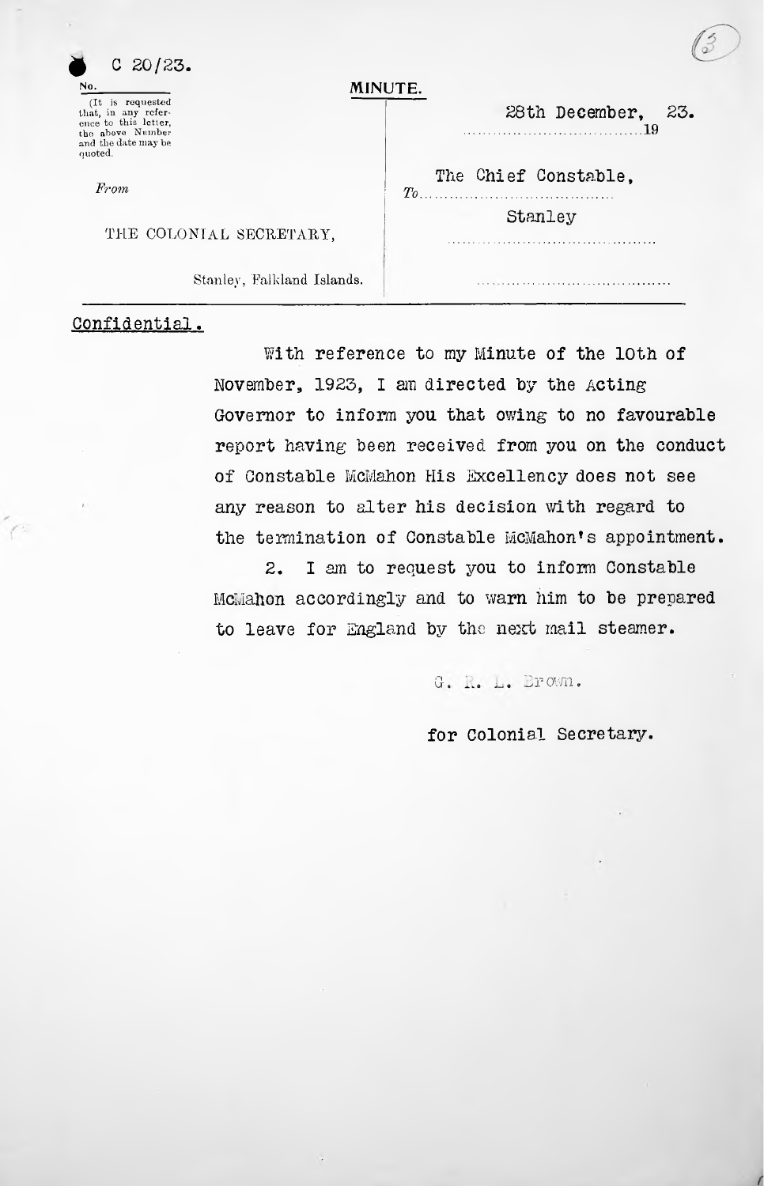C 20/23.

No.

(It is requested that, in any reference to this letter, the above Number and the date may be quoted.)

MINUTE.

From

THE COLONIAL SECRETARY,

Stanley, Falkland Islands.

28th December, 1923.

To The Chief Constable,

Stanley

Confidential.

With reference to my Minute of the 10th of November, 1923, I am directed by the Acting Governor to inform you that owing to no favourable report having been received from you on the conduct of Constable McMahon His Excellency does not see any reason to alter his decision with regard to the termination of Constable McMahon's appointment.

2. I am to request you to inform Constable McMahon accordingly and to warn him to be prepared to leave for England by the next mail steamer.

G. R. L. Brown.

for Colonial Secretary.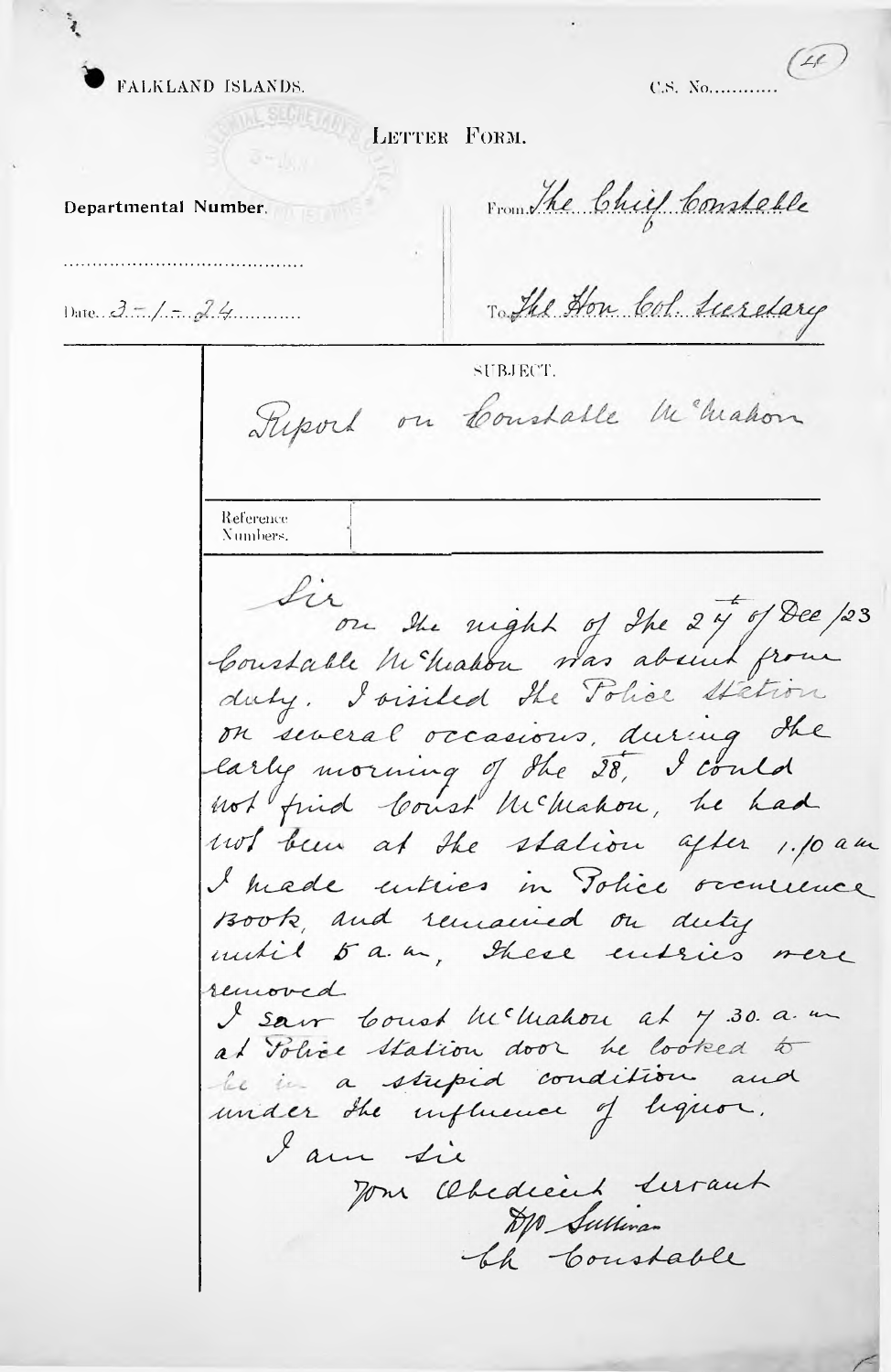FALKLAND ISLANDS. C.S. No........... (4)

LETTER FORM.

Departmental Number.

From The Chief Constable

Date 3 - 1 - 24

To The Hon Col. Secretary

SUBJECT.

Report on Constable McMahon

Reference Numbers.

Sir

on the night of the 27th of Dec /23 Constable McMahon was absent from duty. I visited the Police Station on several occasions, during the early morning of the 28th, I could not find Const McMahon, he had not been at the station after 1.10 am I made entries in Police occurrence Book, and remained on duty until 5 a.m, these entries were removed.

I saw Const McMahon at 7.30. a.m at Police Station door he looked to be in a stupid condition and under the influence of liquor.

I am Sir

Your Obedient Servant

DP Sullivan

Ch Constable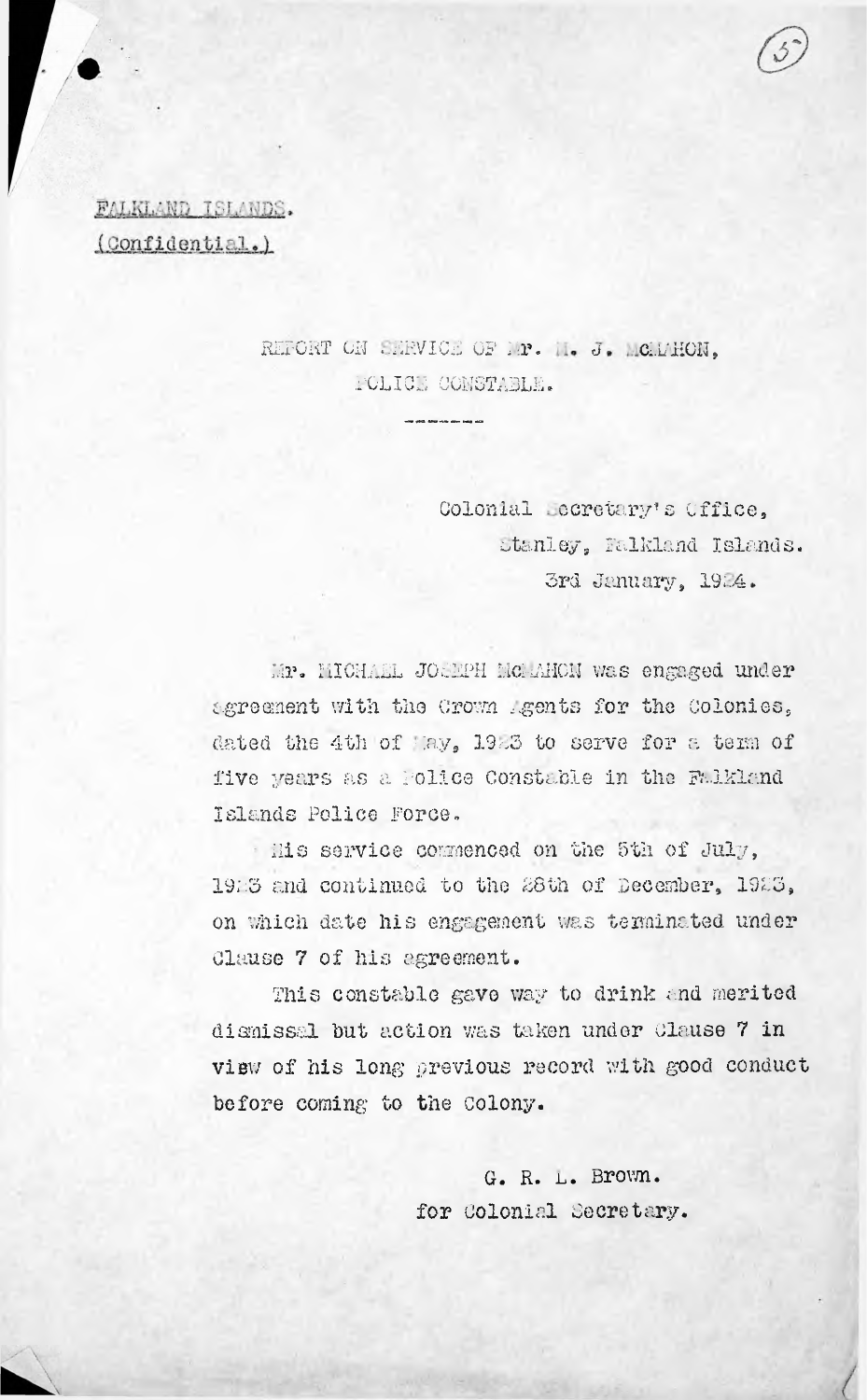FALKLAND ISLANDS.
(Confidential.)

REPORT ON SERVICE OF Mr. M. J. McMAHON,
POLICE CONSTABLE.

-------

Colonial Secretary's Office,
Stanley, Falkland Islands.
3rd January, 1924.

Mr. MICHAEL JOSEPH McMAHON was engaged under agreement with the Crown Agents for the Colonies, dated the 4th of May, 1923 to serve for a term of five years as a Police Constable in the Falkland Islands Police Force.

His service commenced on the 5th of July, 1923 and continued to the 28th of December, 1923, on which date his engagement was terminated under Clause 7 of his agreement.

This constable gave way to drink and merited dismissal but action was taken under Clause 7 in view of his long previous record with good conduct before coming to the Colony.

G. R. L. Brown.
for Colonial Secretary.